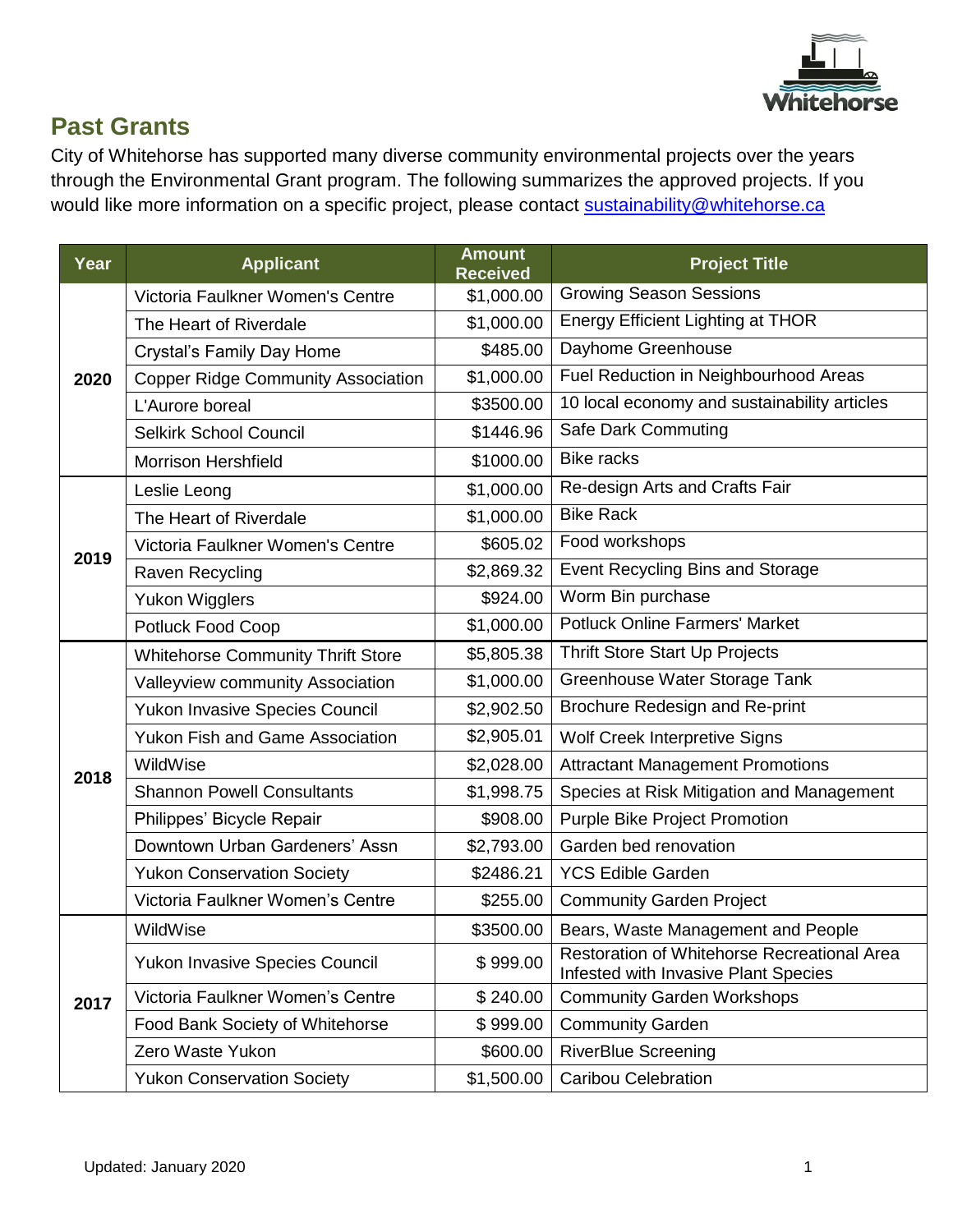## Past Grants

City of Whitehorse has supported many diverse community environmental projects over the years through the Environmental Grant program. The following summarizes the approved projects. If you would like more information on a specific project, please contact sustainability@whitehorse.ca

| Year | Applicant | Amount Received | Project Title |
|---|---|---|---|
| 2020 | Victoria Faulkner Women's Centre | $1,000.00 | Growing Season Sessions |
| | The Heart of Riverdale | $1,000.00 | Energy Efficient Lighting at THOR |
| | Crystal's Family Day Home | $485.00 | Dayhome Greenhouse |
| | Copper Ridge Community Association | $1,000.00 | Fuel Reduction in Neighbourhood Areas |
| | L'Aurore boreal | $3500.00 | 10 local economy and sustainability articles |
| | Selkirk School Council | $1446.96 | Safe Dark Commuting |
| | Morrison Hershfield | $1000.00 | Bike racks |
| 2019 | Leslie Leong | $1,000.00 | Re-design Arts and Crafts Fair |
| | The Heart of Riverdale | $1,000.00 | Bike Rack |
| | Victoria Faulkner Women's Centre | $605.02 | Food workshops |
| | Raven Recycling | $2,869.32 | Event Recycling Bins and Storage |
| | Yukon Wigglers | $924.00 | Worm Bin purchase |
| | Potluck Food Coop | $1,000.00 | Potluck Online Farmers' Market |
| 2018 | Whitehorse Community Thrift Store | $5,805.38 | Thrift Store Start Up Projects |
| | Valleyview community Association | $1,000.00 | Greenhouse Water Storage Tank |
| | Yukon Invasive Species Council | $2,902.50 | Brochure Redesign and Re-print |
| | Yukon Fish and Game Association | $2,905.01 | Wolf Creek Interpretive Signs |
| | WildWise | $2,028.00 | Attractant Management Promotions |
| | Shannon Powell Consultants | $1,998.75 | Species at Risk Mitigation and Management |
| | Philippes' Bicycle Repair | $908.00 | Purple Bike Project Promotion |
| | Downtown Urban Gardeners' Assn | $2,793.00 | Garden bed renovation |
| | Yukon Conservation Society | $2486.21 | YCS Edible Garden |
| | Victoria Faulkner Women's Centre | $255.00 | Community Garden Project |
| 2017 | WildWise | $3500.00 | Bears, Waste Management and People |
| | Yukon Invasive Species Council | $ 999.00 | Restoration of Whitehorse Recreational Area Infested with Invasive Plant Species |
| | Victoria Faulkner Women's Centre | $ 240.00 | Community Garden Workshops |
| | Food Bank Society of Whitehorse | $ 999.00 | Community Garden |
| | Zero Waste Yukon | $600.00 | RiverBlue Screening |
| | Yukon Conservation Society | $1,500.00 | Caribou Celebration |

Updated: January 2020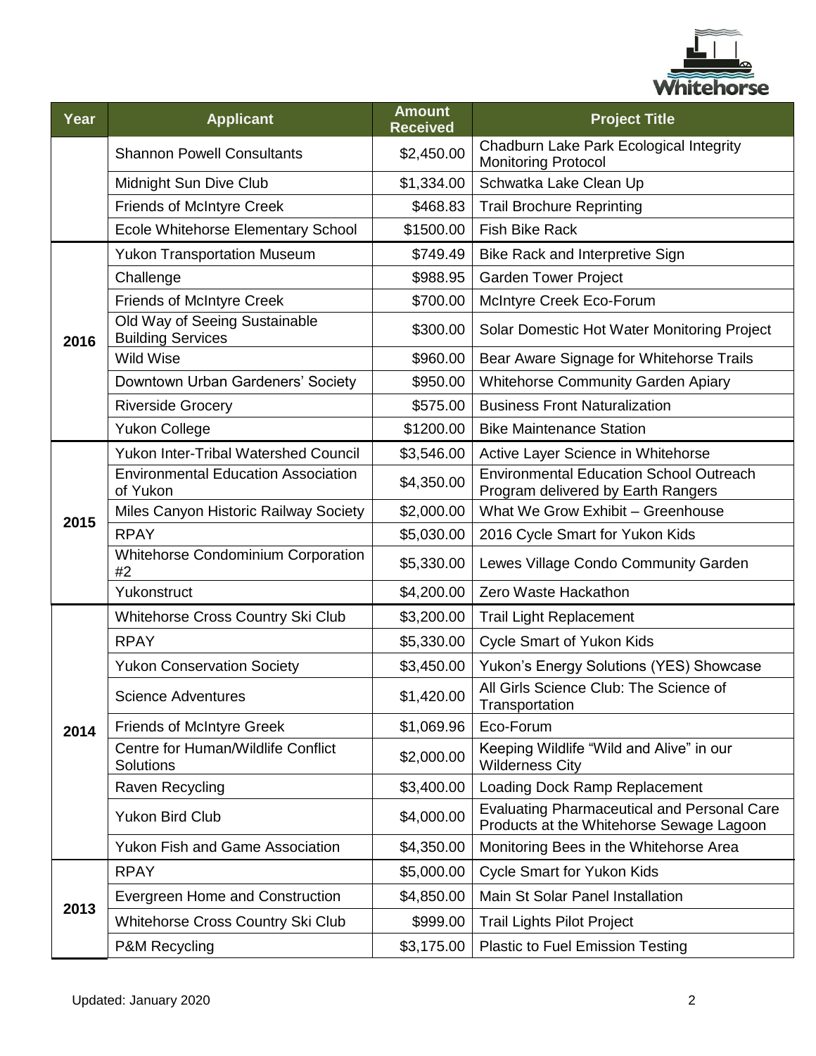| Year | Applicant | Amount Received | Project Title |
|---|---|---|---|
| | Shannon Powell Consultants | $2,450.00 | Chadburn Lake Park Ecological Integrity Monitoring Protocol |
| | Midnight Sun Dive Club | $1,334.00 | Schwatka Lake Clean Up |
| | Friends of McIntyre Creek | $468.83 | Trail Brochure Reprinting |
| | Ecole Whitehorse Elementary School | $1500.00 | Fish Bike Rack |
| 2016 | Yukon Transportation Museum | $749.49 | Bike Rack and Interpretive Sign |
| | Challenge | $988.95 | Garden Tower Project |
| | Friends of McIntyre Creek | $700.00 | McIntyre Creek Eco-Forum |
| | Old Way of Seeing Sustainable Building Services | $300.00 | Solar Domestic Hot Water Monitoring Project |
| | Wild Wise | $960.00 | Bear Aware Signage for Whitehorse Trails |
| | Downtown Urban Gardeners' Society | $950.00 | Whitehorse Community Garden Apiary |
| | Riverside Grocery | $575.00 | Business Front Naturalization |
| | Yukon College | $1200.00 | Bike Maintenance Station |
| 2015 | Yukon Inter-Tribal Watershed Council | $3,546.00 | Active Layer Science in Whitehorse |
| | Environmental Education Association of Yukon | $4,350.00 | Environmental Education School Outreach Program delivered by Earth Rangers |
| | Miles Canyon Historic Railway Society | $2,000.00 | What We Grow Exhibit – Greenhouse |
| | RPAY | $5,030.00 | 2016 Cycle Smart for Yukon Kids |
| | Whitehorse Condominium Corporation #2 | $5,330.00 | Lewes Village Condo Community Garden |
| | Yukonstruct | $4,200.00 | Zero Waste Hackathon |
| 2014 | Whitehorse Cross Country Ski Club | $3,200.00 | Trail Light Replacement |
| | RPAY | $5,330.00 | Cycle Smart of Yukon Kids |
| | Yukon Conservation Society | $3,450.00 | Yukon's Energy Solutions (YES) Showcase |
| | Science Adventures | $1,420.00 | All Girls Science Club: The Science of Transportation |
| | Friends of McIntyre Greek | $1,069.96 | Eco-Forum |
| | Centre for Human/Wildlife Conflict Solutions | $2,000.00 | Keeping Wildlife "Wild and Alive" in our Wilderness City |
| | Raven Recycling | $3,400.00 | Loading Dock Ramp Replacement |
| | Yukon Bird Club | $4,000.00 | Evaluating Pharmaceutical and Personal Care Products at the Whitehorse Sewage Lagoon |
| | Yukon Fish and Game Association | $4,350.00 | Monitoring Bees in the Whitehorse Area |
| 2013 | RPAY | $5,000.00 | Cycle Smart for Yukon Kids |
| | Evergreen Home and Construction | $4,850.00 | Main St Solar Panel Installation |
| | Whitehorse Cross Country Ski Club | $999.00 | Trail Lights Pilot Project |
| | P&M Recycling | $3,175.00 | Plastic to Fuel Emission Testing |

Updated: January 2020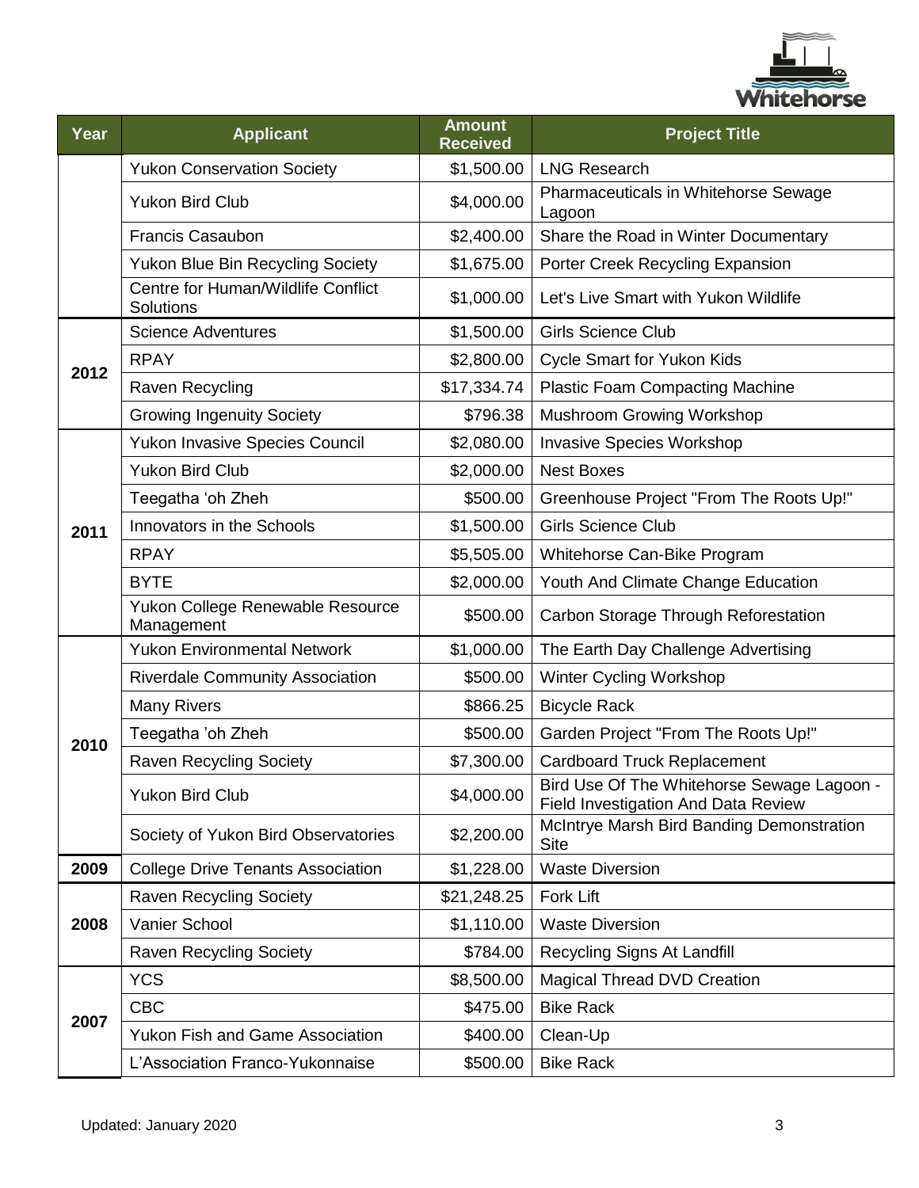| Year | Applicant | Amount Received | Project Title |
|---|---|---|---|
| | Yukon Conservation Society | $1,500.00 | LNG Research |
| | Yukon Bird Club | $4,000.00 | Pharmaceuticals in Whitehorse Sewage Lagoon |
| | Francis Casaubon | $2,400.00 | Share the Road in Winter Documentary |
| | Yukon Blue Bin Recycling Society | $1,675.00 | Porter Creek Recycling Expansion |
| | Centre for Human/Wildlife Conflict Solutions | $1,000.00 | Let's Live Smart with Yukon Wildlife |
| 2012 | Science Adventures | $1,500.00 | Girls Science Club |
| | RPAY | $2,800.00 | Cycle Smart for Yukon Kids |
| | Raven Recycling | $17,334.74 | Plastic Foam Compacting Machine |
| | Growing Ingenuity Society | $796.38 | Mushroom Growing Workshop |
| 2011 | Yukon Invasive Species Council | $2,080.00 | Invasive Species Workshop |
| | Yukon Bird Club | $2,000.00 | Nest Boxes |
| | Teegatha 'oh Zheh | $500.00 | Greenhouse Project "From The Roots Up!" |
| | Innovators in the Schools | $1,500.00 | Girls Science Club |
| | RPAY | $5,505.00 | Whitehorse Can-Bike Program |
| | BYTE | $2,000.00 | Youth And Climate Change Education |
| | Yukon College Renewable Resource Management | $500.00 | Carbon Storage Through Reforestation |
| 2010 | Yukon Environmental Network | $1,000.00 | The Earth Day Challenge Advertising |
| | Riverdale Community Association | $500.00 | Winter Cycling Workshop |
| | Many Rivers | $866.25 | Bicycle Rack |
| | Teegatha 'oh Zheh | $500.00 | Garden Project "From The Roots Up!" |
| | Raven Recycling Society | $7,300.00 | Cardboard Truck Replacement |
| | Yukon Bird Club | $4,000.00 | Bird Use Of The Whitehorse Sewage Lagoon - Field Investigation And Data Review |
| | Society of Yukon Bird Observatories | $2,200.00 | McIntrye Marsh Bird Banding Demonstration Site |
| 2009 | College Drive Tenants Association | $1,228.00 | Waste Diversion |
| 2008 | Raven Recycling Society | $21,248.25 | Fork Lift |
| | Vanier School | $1,110.00 | Waste Diversion |
| | Raven Recycling Society | $784.00 | Recycling Signs At Landfill |
| 2007 | YCS | $8,500.00 | Magical Thread DVD Creation |
| | CBC | $475.00 | Bike Rack |
| | Yukon Fish and Game Association | $400.00 | Clean-Up |
| | L'Association Franco-Yukonnaise | $500.00 | Bike Rack |

Updated: January 2020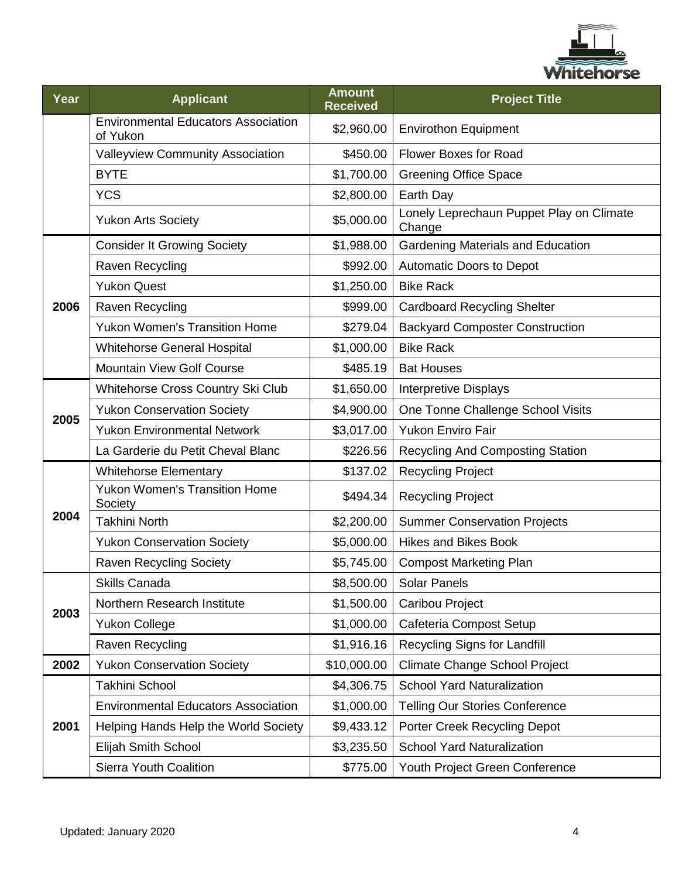| Year | Applicant | Amount Received | Project Title |
|---|---|---|---|
| | Environmental Educators Association of Yukon | $2,960.00 | Envirothon Equipment |
| | Valleyview Community Association | $450.00 | Flower Boxes for Road |
| | BYTE | $1,700.00 | Greening Office Space |
| | YCS | $2,800.00 | Earth Day |
| | Yukon Arts Society | $5,000.00 | Lonely Leprechaun Puppet Play on Climate Change |
| 2006 | Consider It Growing Society | $1,988.00 | Gardening Materials and Education |
| | Raven Recycling | $992.00 | Automatic Doors to Depot |
| | Yukon Quest | $1,250.00 | Bike Rack |
| | Raven Recycling | $999.00 | Cardboard Recycling Shelter |
| | Yukon Women's Transition Home | $279.04 | Backyard Composter Construction |
| | Whitehorse General Hospital | $1,000.00 | Bike Rack |
| | Mountain View Golf Course | $485.19 | Bat Houses |
| 2005 | Whitehorse Cross Country Ski Club | $1,650.00 | Interpretive Displays |
| | Yukon Conservation Society | $4,900.00 | One Tonne Challenge School Visits |
| | Yukon Environmental Network | $3,017.00 | Yukon Enviro Fair |
| | La Garderie du Petit Cheval Blanc | $226.56 | Recycling And Composting Station |
| 2004 | Whitehorse Elementary | $137.02 | Recycling Project |
| | Yukon Women's Transition Home Society | $494.34 | Recycling Project |
| | Takhini North | $2,200.00 | Summer Conservation Projects |
| | Yukon Conservation Society | $5,000.00 | Hikes and Bikes Book |
| | Raven Recycling Society | $5,745.00 | Compost Marketing Plan |
| 2003 | Skills Canada | $8,500.00 | Solar Panels |
| | Northern Research Institute | $1,500.00 | Caribou Project |
| | Yukon College | $1,000.00 | Cafeteria Compost Setup |
| | Raven Recycling | $1,916.16 | Recycling Signs for Landfill |
| 2002 | Yukon Conservation Society | $10,000.00 | Climate Change School Project |
| 2001 | Takhini School | $4,306.75 | School Yard Naturalization |
| | Environmental Educators Association | $1,000.00 | Telling Our Stories Conference |
| | Helping Hands Help the World Society | $9,433.12 | Porter Creek Recycling Depot |
| | Elijah Smith School | $3,235.50 | School Yard Naturalization |
| | Sierra Youth Coalition | $775.00 | Youth Project Green Conference |

Updated: January 2020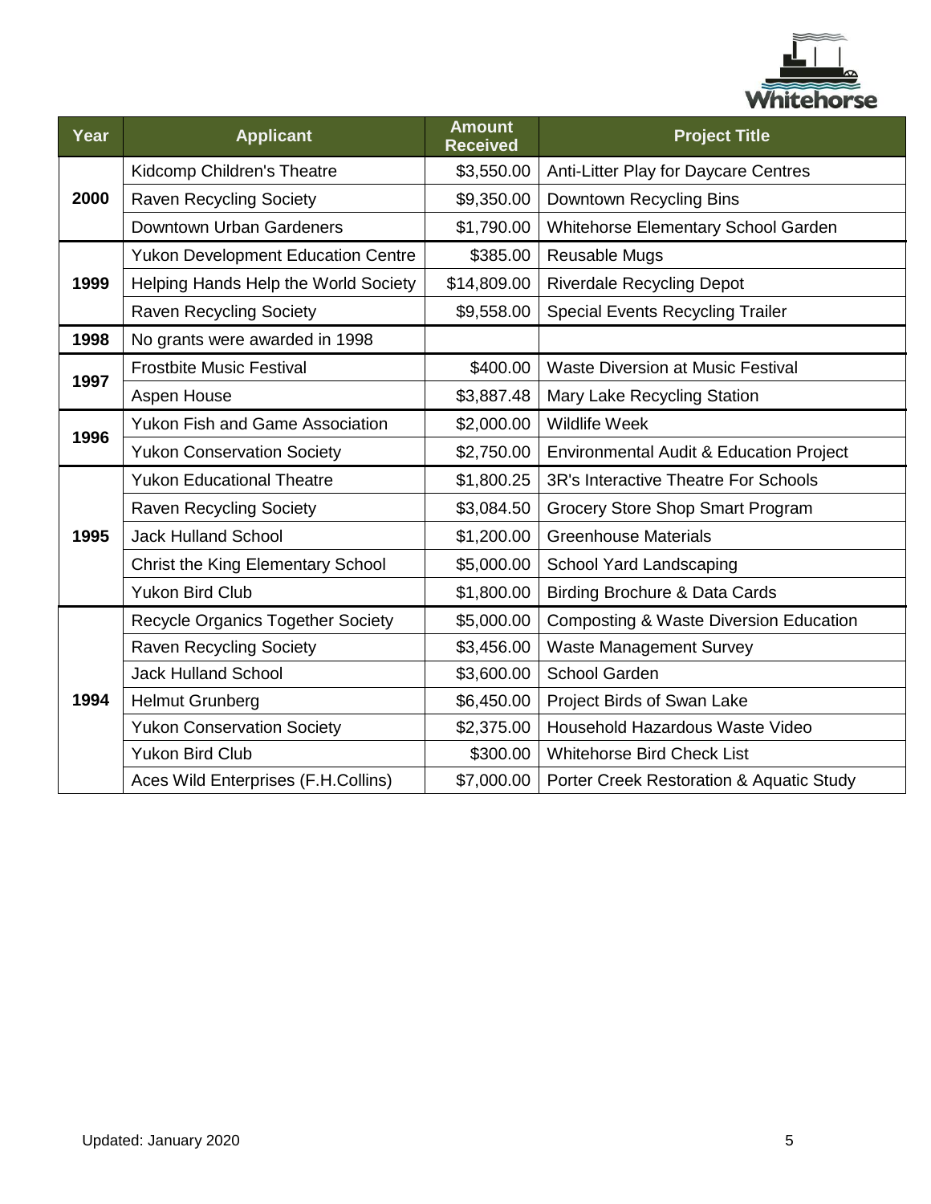| Year | Applicant | Amount Received | Project Title |
|---|---|---|---|
| 2000 | Kidcomp Children's Theatre | $3,550.00 | Anti-Litter Play for Daycare Centres |
| | Raven Recycling Society | $9,350.00 | Downtown Recycling Bins |
| | Downtown Urban Gardeners | $1,790.00 | Whitehorse Elementary School Garden |
| 1999 | Yukon Development Education Centre | $385.00 | Reusable Mugs |
| | Helping Hands Help the World Society | $14,809.00 | Riverdale Recycling Depot |
| | Raven Recycling Society | $9,558.00 | Special Events Recycling Trailer |
| 1998 | No grants were awarded in 1998 | | |
| 1997 | Frostbite Music Festival | $400.00 | Waste Diversion at Music Festival |
| | Aspen House | $3,887.48 | Mary Lake Recycling Station |
| 1996 | Yukon Fish and Game Association | $2,000.00 | Wildlife Week |
| | Yukon Conservation Society | $2,750.00 | Environmental Audit & Education Project |
| 1995 | Yukon Educational Theatre | $1,800.25 | 3R's Interactive Theatre For Schools |
| | Raven Recycling Society | $3,084.50 | Grocery Store Shop Smart Program |
| | Jack Hulland School | $1,200.00 | Greenhouse Materials |
| | Christ the King Elementary School | $5,000.00 | School Yard Landscaping |
| | Yukon Bird Club | $1,800.00 | Birding Brochure & Data Cards |
| 1994 | Recycle Organics Together Society | $5,000.00 | Composting & Waste Diversion Education |
| | Raven Recycling Society | $3,456.00 | Waste Management Survey |
| | Jack Hulland School | $3,600.00 | School Garden |
| | Helmut Grunberg | $6,450.00 | Project Birds of Swan Lake |
| | Yukon Conservation Society | $2,375.00 | Household Hazardous Waste Video |
| | Yukon Bird Club | $300.00 | Whitehorse Bird Check List |
| | Aces Wild Enterprises (F.H.Collins) | $7,000.00 | Porter Creek Restoration & Aquatic Study |

Updated: January 2020